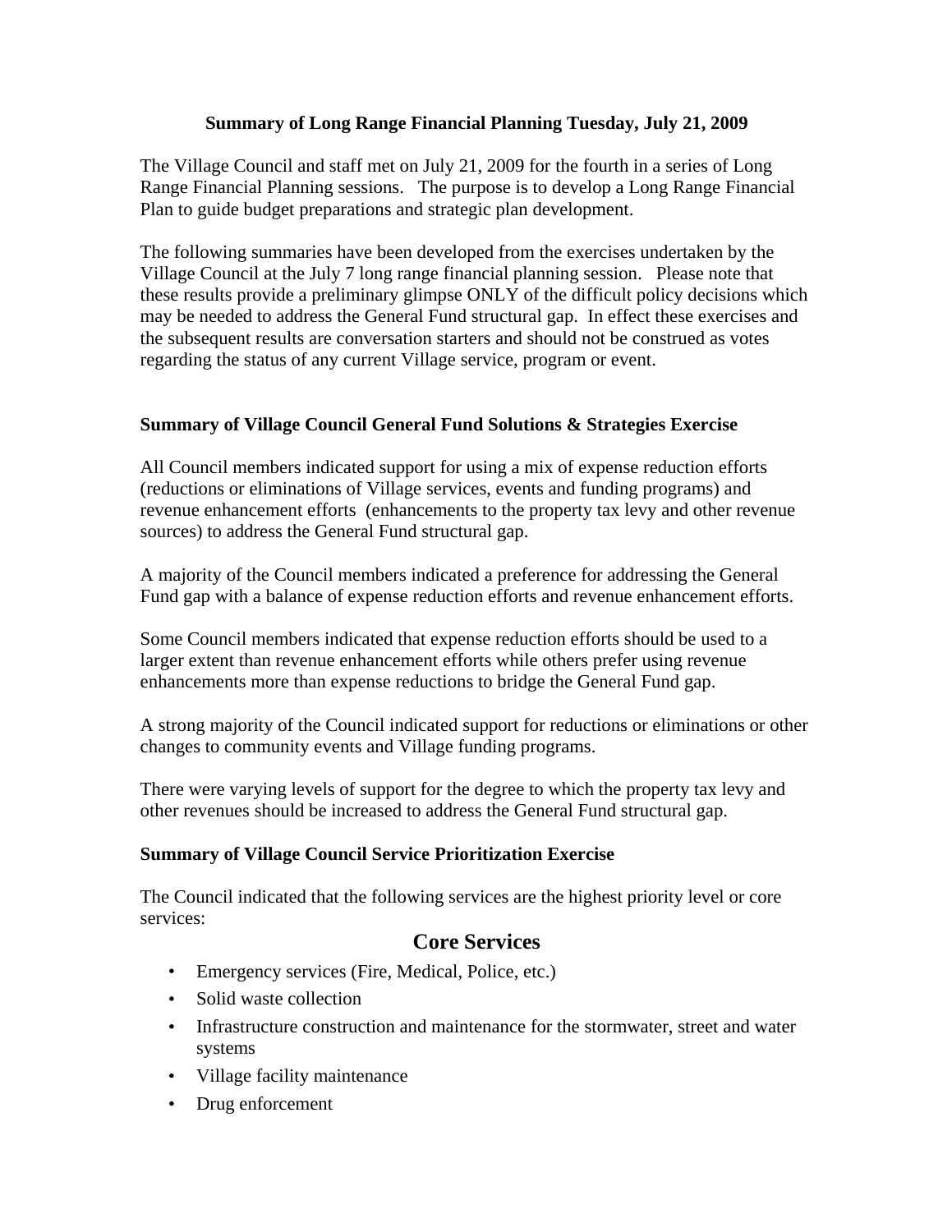# Summary of Long Range Financial Planning Tuesday, July 21, 2009

The Village Council and staff met on July 21, 2009 for the fourth in a series of Long Range Financial Planning sessions. The purpose is to develop a Long Range Financial Plan to guide budget preparations and strategic plan development.

The following summaries have been developed from the exercises undertaken by the Village Council at the July 7 long range financial planning session. Please note that these results provide a preliminary glimpse ONLY of the difficult policy decisions which may be needed to address the General Fund structural gap. In effect these exercises and the subsequent results are conversation starters and should not be construed as votes regarding the status of any current Village service, program or event.

## Summary of Village Council General Fund Solutions & Strategies Exercise

All Council members indicated support for using a mix of expense reduction efforts (reductions or eliminations of Village services, events and funding programs) and revenue enhancement efforts (enhancements to the property tax levy and other revenue sources) to address the General Fund structural gap.

A majority of the Council members indicated a preference for addressing the General Fund gap with a balance of expense reduction efforts and revenue enhancement efforts.

Some Council members indicated that expense reduction efforts should be used to a larger extent than revenue enhancement efforts while others prefer using revenue enhancements more than expense reductions to bridge the General Fund gap.

A strong majority of the Council indicated support for reductions or eliminations or other changes to community events and Village funding programs.

There were varying levels of support for the degree to which the property tax levy and other revenues should be increased to address the General Fund structural gap.

## Summary of Village Council Service Prioritization Exercise

The Council indicated that the following services are the highest priority level or core services:

### Core Services

- Emergency services (Fire, Medical, Police, etc.)
- Solid waste collection
- Infrastructure construction and maintenance for the stormwater, street and water systems
- Village facility maintenance
- Drug enforcement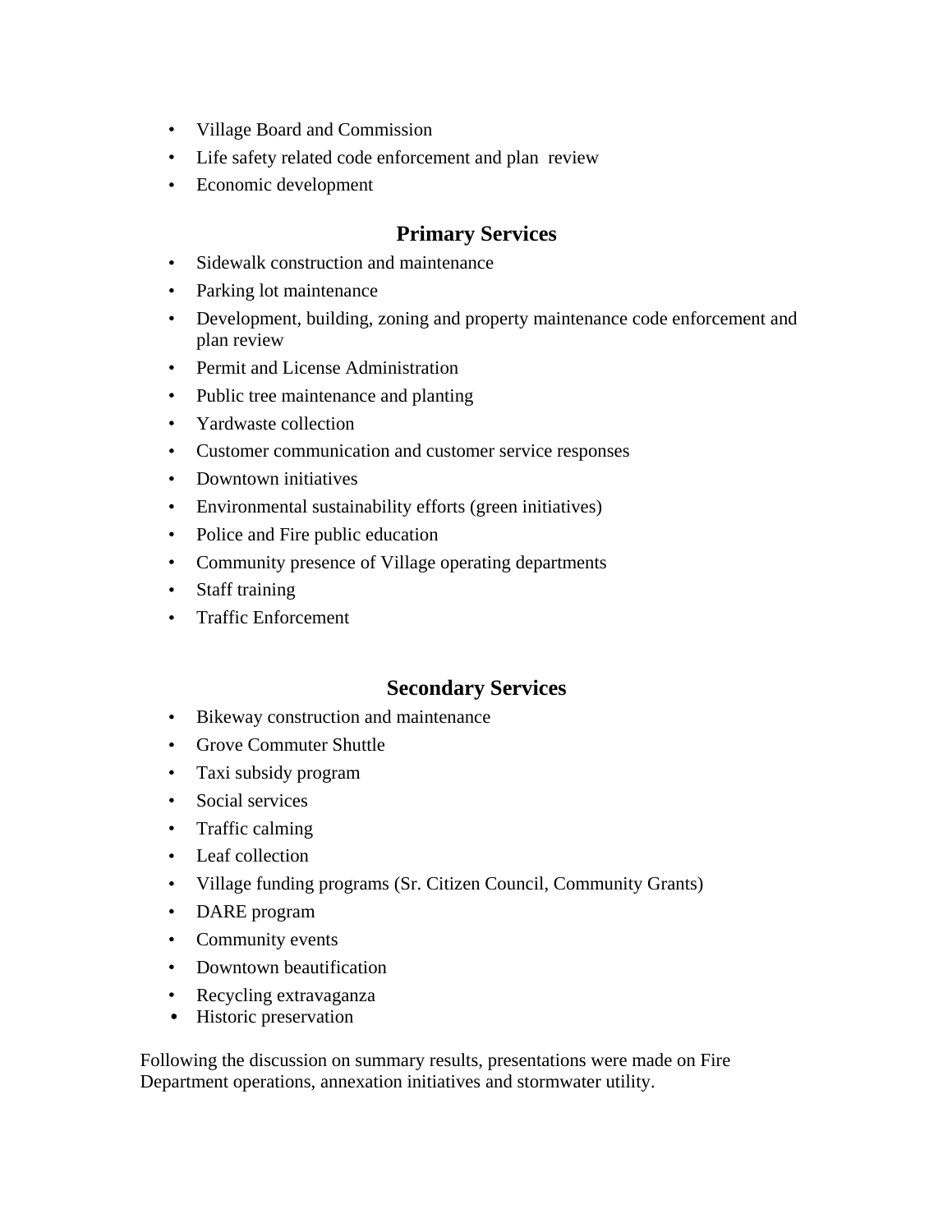- Village Board and Commission
- Life safety related code enforcement and plan review
- Economic development

## Primary Services

- Sidewalk construction and maintenance
- Parking lot maintenance
- Development, building, zoning and property maintenance code enforcement and plan review
- Permit and License Administration
- Public tree maintenance and planting
- Yardwaste collection
- Customer communication and customer service responses
- Downtown initiatives
- Environmental sustainability efforts (green initiatives)
- Police and Fire public education
- Community presence of Village operating departments
- Staff training
- Traffic Enforcement

## Secondary Services

- Bikeway construction and maintenance
- Grove Commuter Shuttle
- Taxi subsidy program
- Social services
- Traffic calming
- Leaf collection
- Village funding programs (Sr. Citizen Council, Community Grants)
- DARE program
- Community events
- Downtown beautification
- Recycling extravaganza
- Historic preservation

Following the discussion on summary results, presentations were made on Fire Department operations, annexation initiatives and stormwater utility.